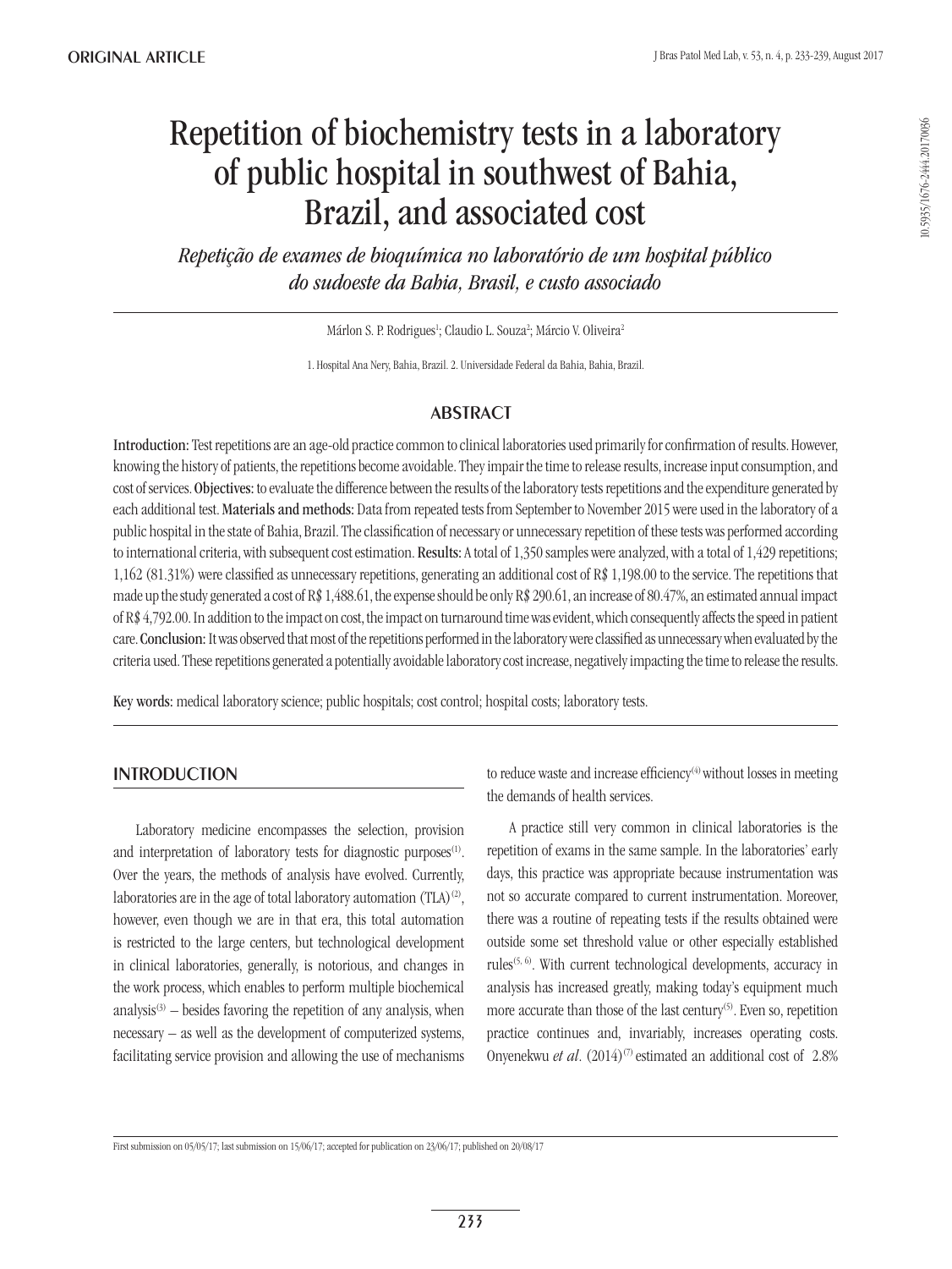ORIGINAL ARTICLE

# Repetition of biochemistry tests in a laboratory of public hospital in southwest of Bahia, Brazil, and associated cost

*Repetição de exames de bioquímica no laboratório de um hospital público do sudoeste da Bahia, Brasil, e custo associado*

Márlon S. P. Rodrigues[1]; Claudio L. Souza[2]; Márcio V. Oliveira[2]

1. Hospital Ana Nery, Bahia, Brazil. 2. Universidade Federal da Bahia, Bahia, Brazil.

10.5935/1676-2444.20170036

## ABSTRACT

**Introduction:** Test repetitions are an age-old practice common to clinical laboratories used primarily for confirmation of results. However, knowing the history of patients, the repetitions become avoidable. They impair the time to release results, increase input consumption, and cost of services. **Objectives:** to evaluate the difference between the results of the laboratory tests repetitions and the expenditure generated by each additional test. **Materials and methods:** Data from repeated tests from September to November 2015 were used in the laboratory of a public hospital in the state of Bahia, Brazil. The classification of necessary or unnecessary repetition of these tests was performed according to international criteria, with subsequent cost estimation. **Results:** A total of 1,350 samples were analyzed, with a total of 1,429 repetitions; 1,162 (81.31%) were classified as unnecessary repetitions, generating an additional cost of R$ 1,198.00 to the service. The repetitions that made up the study generated a cost of R$ 1,488.61, the expense should be only R$ 290.61, an increase of 80.47%, an estimated annual impact of R$ 4,792.00. In addition to the impact on cost, the impact on turnaround time was evident, which consequently affects the speed in patient care. **Conclusion:** It was observed that most of the repetitions performed in the laboratory were classified as unnecessary when evaluated by the criteria used. These repetitions generated a potentially avoidable laboratory cost increase, negatively impacting the time to release the results.

**Key words:** medical laboratory science; public hospitals; cost control; hospital costs; laboratory tests.

## INTRODUCTION

Laboratory medicine encompasses the selection, provision and interpretation of laboratory tests for diagnostic purposes[1]. Over the years, the methods of analysis have evolved. Currently, laboratories are in the age of total laboratory automation (TLA)[2], however, even though we are in that era, this total automation is restricted to the large centers, but technological development in clinical laboratories, generally, is notorious, and changes in the work process, which enables to perform multiple biochemical analysis[3] – besides favoring the repetition of any analysis, when necessary – as well as the development of computerized systems, facilitating service provision and allowing the use of mechanisms to reduce waste and increase efficiency[4] without losses in meeting the demands of health services.

A practice still very common in clinical laboratories is the repetition of exams in the same sample. In the laboratories' early days, this practice was appropriate because instrumentation was not so accurate compared to current instrumentation. Moreover, there was a routine of repeating tests if the results obtained were outside some set threshold value or other especially established rules[5, 6]. With current technological developments, accuracy in analysis has increased greatly, making today's equipment much more accurate than those of the last century[5]. Even so, repetition practice continues and, invariably, increases operating costs. Onyenekwu *et al*. (2014)[7] estimated an additional cost of 2.8%

First submission on 05/05/17; last submission on 15/06/17; accepted for publication on 23/06/17; published on 20/08/17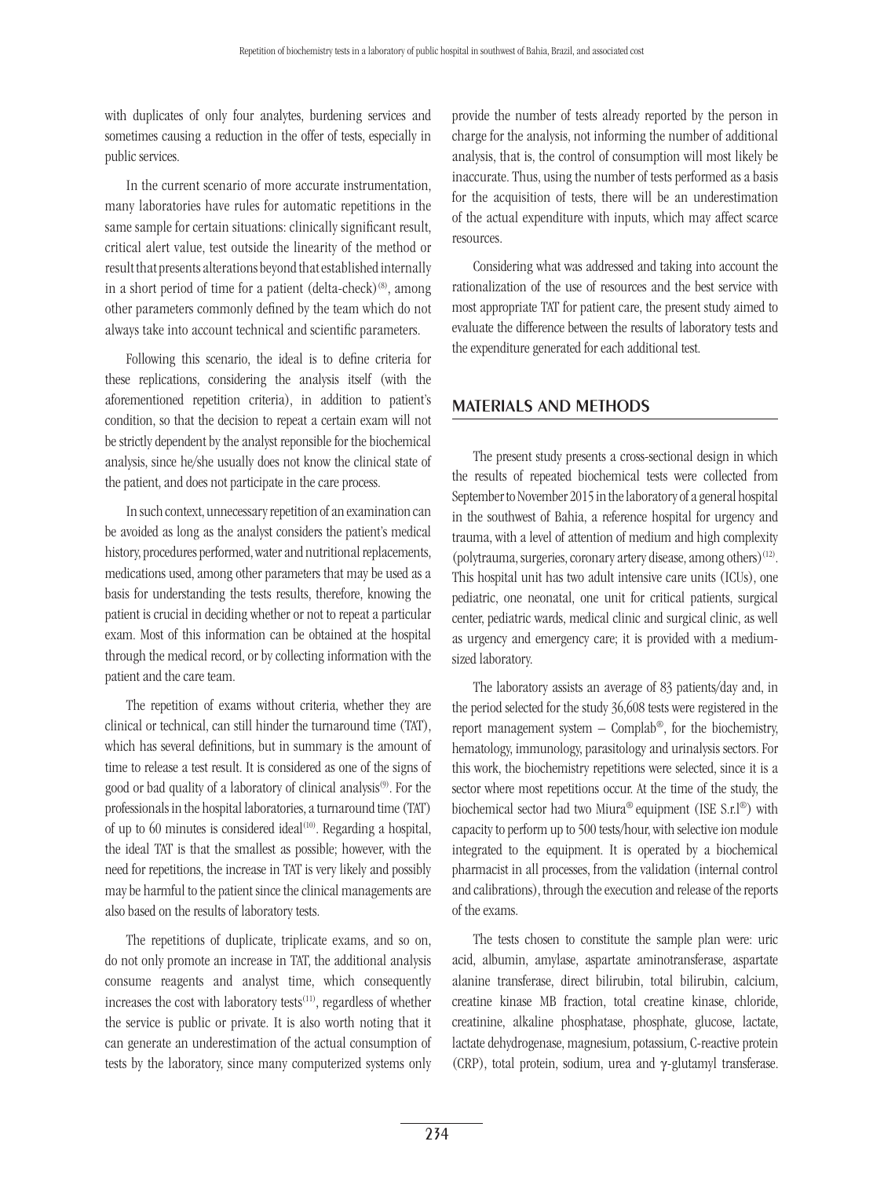with duplicates of only four analytes, burdening services and sometimes causing a reduction in the offer of tests, especially in public services.

In the current scenario of more accurate instrumentation, many laboratories have rules for automatic repetitions in the same sample for certain situations: clinically significant result, critical alert value, test outside the linearity of the method or result that presents alterations beyond that established internally in a short period of time for a patient (delta-check)[8], among other parameters commonly defined by the team which do not always take into account technical and scientific parameters.

Following this scenario, the ideal is to define criteria for these replications, considering the analysis itself (with the aforementioned repetition criteria), in addition to patient's condition, so that the decision to repeat a certain exam will not be strictly dependent by the analyst reponsible for the biochemical analysis, since he/she usually does not know the clinical state of the patient, and does not participate in the care process.

In such context, unnecessary repetition of an examination can be avoided as long as the analyst considers the patient's medical history, procedures performed, water and nutritional replacements, medications used, among other parameters that may be used as a basis for understanding the tests results, therefore, knowing the patient is crucial in deciding whether or not to repeat a particular exam. Most of this information can be obtained at the hospital through the medical record, or by collecting information with the patient and the care team.

The repetition of exams without criteria, whether they are clinical or technical, can still hinder the turnaround time (TAT), which has several definitions, but in summary is the amount of time to release a test result. It is considered as one of the signs of good or bad quality of a laboratory of clinical analysis[9]. For the professionals in the hospital laboratories, a turnaround time (TAT) of up to 60 minutes is considered ideal[10]. Regarding a hospital, the ideal TAT is that the smallest as possible; however, with the need for repetitions, the increase in TAT is very likely and possibly may be harmful to the patient since the clinical managements are also based on the results of laboratory tests.

The repetitions of duplicate, triplicate exams, and so on, do not only promote an increase in TAT, the additional analysis consume reagents and analyst time, which consequently increases the cost with laboratory tests[11], regardless of whether the service is public or private. It is also worth noting that it can generate an underestimation of the actual consumption of tests by the laboratory, since many computerized systems only provide the number of tests already reported by the person in charge for the analysis, not informing the number of additional analysis, that is, the control of consumption will most likely be inaccurate. Thus, using the number of tests performed as a basis for the acquisition of tests, there will be an underestimation of the actual expenditure with inputs, which may affect scarce resources.

Considering what was addressed and taking into account the rationalization of the use of resources and the best service with most appropriate TAT for patient care, the present study aimed to evaluate the difference between the results of laboratory tests and the expenditure generated for each additional test.

## MATERIALS AND METHODS

The present study presents a cross-sectional design in which the results of repeated biochemical tests were collected from September to November 2015 in the laboratory of a general hospital in the southwest of Bahia, a reference hospital for urgency and trauma, with a level of attention of medium and high complexity (polytrauma, surgeries, coronary artery disease, among others)[12]. This hospital unit has two adult intensive care units (ICUs), one pediatric, one neonatal, one unit for critical patients, surgical center, pediatric wards, medical clinic and surgical clinic, as well as urgency and emergency care; it is provided with a medium-sized laboratory.

The laboratory assists an average of 83 patients/day and, in the period selected for the study 36,608 tests were registered in the report management system – Complab®, for the biochemistry, hematology, immunology, parasitology and urinalysis sectors. For this work, the biochemistry repetitions were selected, since it is a sector where most repetitions occur. At the time of the study, the biochemical sector had two Miura® equipment (ISE S.r.l®) with capacity to perform up to 500 tests/hour, with selective ion module integrated to the equipment. It is operated by a biochemical pharmacist in all processes, from the validation (internal control and calibrations), through the execution and release of the reports of the exams.

The tests chosen to constitute the sample plan were: uric acid, albumin, amylase, aspartate aminotransferase, aspartate alanine transferase, direct bilirubin, total bilirubin, calcium, creatine kinase MB fraction, total creatine kinase, chloride, creatinine, alkaline phosphatase, phosphate, glucose, lactate, lactate dehydrogenase, magnesium, potassium, C-reactive protein (CRP), total protein, sodium, urea and γ-glutamyl transferase.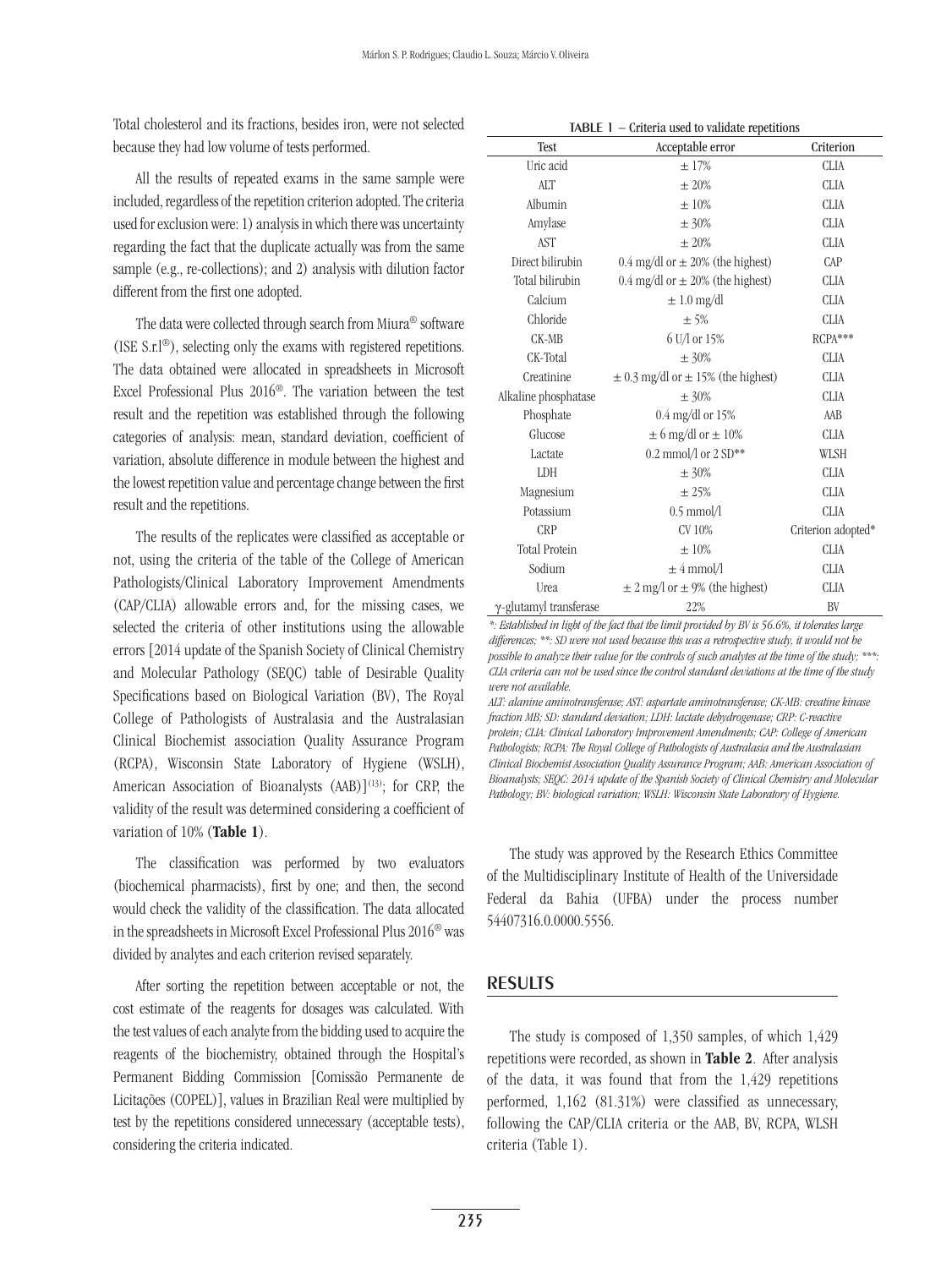Total cholesterol and its fractions, besides iron, were not selected because they had low volume of tests performed.

All the results of repeated exams in the same sample were included, regardless of the repetition criterion adopted. The criteria used for exclusion were: 1) analysis in which there was uncertainty regarding the fact that the duplicate actually was from the same sample (e.g., re-collections); and 2) analysis with dilution factor different from the first one adopted.

The data were collected through search from Miura® software (ISE S.r.l®), selecting only the exams with registered repetitions. The data obtained were allocated in spreadsheets in Microsoft Excel Professional Plus 2016®. The variation between the test result and the repetition was established through the following categories of analysis: mean, standard deviation, coefficient of variation, absolute difference in module between the highest and the lowest repetition value and percentage change between the first result and the repetitions.

The results of the replicates were classified as acceptable or not, using the criteria of the table of the College of American Pathologists/Clinical Laboratory Improvement Amendments (CAP/CLIA) allowable errors and, for the missing cases, we selected the criteria of other institutions using the allowable errors [2014 update of the Spanish Society of Clinical Chemistry and Molecular Pathology (SEQC) table of Desirable Quality Specifications based on Biological Variation (BV), The Royal College of Pathologists of Australasia and the Australasian Clinical Biochemist association Quality Assurance Program (RCPA), Wisconsin State Laboratory of Hygiene (WSLH), American Association of Bioanalysts (AAB)][13]; for CRP, the validity of the result was determined considering a coefficient of variation of 10% (**Table 1**).

The classification was performed by two evaluators (biochemical pharmacists), first by one; and then, the second would check the validity of the classification. The data allocated in the spreadsheets in Microsoft Excel Professional Plus 2016® was divided by analytes and each criterion revised separately.

After sorting the repetition between acceptable or not, the cost estimate of the reagents for dosages was calculated. With the test values of each analyte from the bidding used to acquire the reagents of the biochemistry, obtained through the Hospital's Permanent Bidding Commission [Comissão Permanente de Licitações (COPEL)], values in Brazilian Real were multiplied by test by the repetitions considered unnecessary (acceptable tests), considering the criteria indicated.

**TABLE 1 − Criteria used to validate repetitions**

| Test | Acceptable error | Criterion |
|---|---|---|
| Uric acid | ± 17% | CLIA |
| ALT | ± 20% | CLIA |
| Albumin | ± 10% | CLIA |
| Amylase | ± 30% | CLIA |
| AST | ± 20% | CLIA |
| Direct bilirubin | 0.4 mg/dl or ± 20% (the highest) | CAP |
| Total bilirubin | 0.4 mg/dl or ± 20% (the highest) | CLIA |
| Calcium | ± 1.0 mg/dl | CLIA |
| Chloride | ± 5% | CLIA |
| CK-MB | 6 U/l or 15% | RCPA*** |
| CK-Total | ± 30% | CLIA |
| Creatinine | ± 0.3 mg/dl or ± 15% (the highest) | CLIA |
| Alkaline phosphatase | ± 30% | CLIA |
| Phosphate | 0.4 mg/dl or 15% | AAB |
| Glucose | ± 6 mg/dl or ± 10% | CLIA |
| Lactate | 0.2 mmol/l or 2 SD** | WLSH |
| LDH | ± 30% | CLIA |
| Magnesium | ± 25% | CLIA |
| Potassium | 0.5 mmol/l | CLIA |
| CRP | CV 10% | Criterion adopted* |
| Total Protein | ± 10% | CLIA |
| Sodium | ± 4 mmol/l | CLIA |
| Urea | ± 2 mg/l or ± 9% (the highest) | CLIA |
| γ-glutamyl transferase | 22% | BV |

*\*: Established in light of the fact that the limit provided by BV is 56.6%, it tolerates large differences; \*\*: SD were not used because this was a retrospective study, it would not be possible to analyze their value for the controls of such analytes at the time of the study; \*\*\*: CLIA criteria can not be used since the control standard deviations at the time of the study were not available.*

*ALT: alanine aminotransferase; AST: aspartate aminotransferase; CK-MB: creatine kinase fraction MB; SD: standard deviation; LDH: lactate dehydrogenase; CRP: C-reactive protein; CLIA: Clinical Laboratory Improvement Amendments; CAP: College of American Pathologists; RCPA: The Royal College of Pathologists of Australasia and the Australasian Clinical Biochemist Association Quality Assurance Program; AAB: American Association of Bioanalysts; SEQC: 2014 update of the Spanish Society of Clinical Chemistry and Molecular Pathology; BV: biological variation; WSLH: Wisconsin State Laboratory of Hygiene.*

The study was approved by the Research Ethics Committee of the Multidisciplinary Institute of Health of the Universidade Federal da Bahia (UFBA) under the process number 54407316.0.0000.5556.

## RESULTS

The study is composed of 1,350 samples, of which 1,429 repetitions were recorded, as shown in **Table 2**. After analysis of the data, it was found that from the 1,429 repetitions performed, 1,162 (81.31%) were classified as unnecessary, following the CAP/CLIA criteria or the AAB, BV, RCPA, WLSH criteria (Table 1).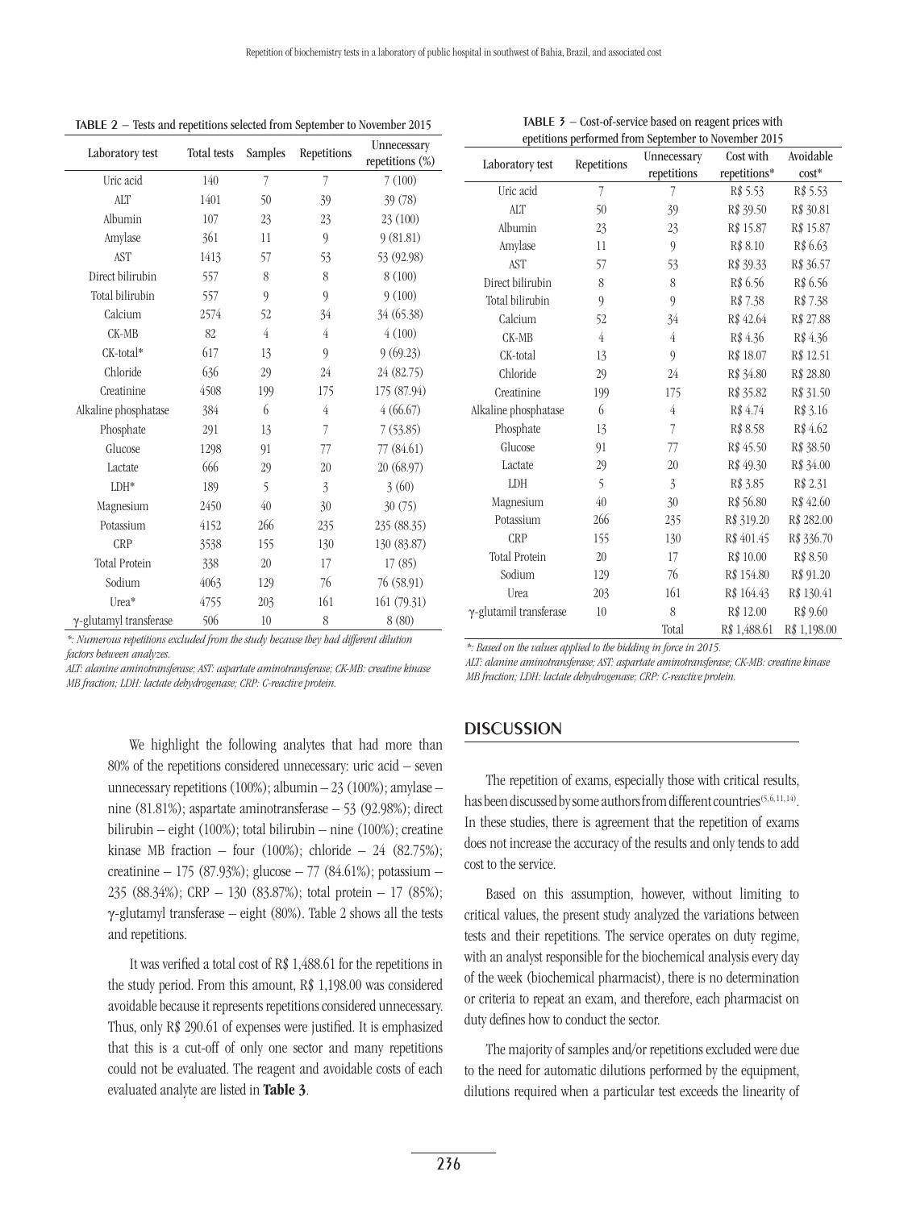**TABLE 2** – Tests and repetitions selected from September to November 2015

| Laboratory test | Total tests | Samples | Repetitions | Unnecessary repetitions (%) |
|---|---|---|---|---|
| Uric acid | 140 | 7 | 7 | 7 (100) |
| ALT | 1401 | 50 | 39 | 39 (78) |
| Albumin | 107 | 23 | 23 | 23 (100) |
| Amylase | 361 | 11 | 9 | 9 (81.81) |
| AST | 1413 | 57 | 53 | 53 (92.98) |
| Direct bilirubin | 557 | 8 | 8 | 8 (100) |
| Total bilirubin | 557 | 9 | 9 | 9 (100) |
| Calcium | 2574 | 52 | 34 | 34 (65.38) |
| CK-MB | 82 | 4 | 4 | 4 (100) |
| CK-total* | 617 | 13 | 9 | 9 (69.23) |
| Chloride | 636 | 29 | 24 | 24 (82.75) |
| Creatinine | 4508 | 199 | 175 | 175 (87.94) |
| Alkaline phosphatase | 384 | 6 | 4 | 4 (66.67) |
| Phosphate | 291 | 13 | 7 | 7 (53.85) |
| Glucose | 1298 | 91 | 77 | 77 (84.61) |
| Lactate | 666 | 29 | 20 | 20 (68.97) |
| LDH* | 189 | 5 | 3 | 3 (60) |
| Magnesium | 2450 | 40 | 30 | 30 (75) |
| Potassium | 4152 | 266 | 235 | 235 (88.35) |
| CRP | 3538 | 155 | 130 | 130 (83.87) |
| Total Protein | 338 | 20 | 17 | 17 (85) |
| Sodium | 4063 | 129 | 76 | 76 (58.91) |
| Urea* | 4755 | 203 | 161 | 161 (79.31) |
| γ-glutamyl transferase | 506 | 10 | 8 | 8 (80) |

*\*: Numerous repetitions excluded from the study because they had different dilution factors between analyzes.*

*ALT: alanine aminotransferase; AST: aspartate aminotransferase; CK-MB: creatine kinase MB fraction; LDH: lactate dehydrogenase; CRP: C-reactive protein.*

We highlight the following analytes that had more than 80% of the repetitions considered unnecessary: uric acid – seven unnecessary repetitions (100%); albumin – 23 (100%); amylase – nine (81.81%); aspartate aminotransferase – 53 (92.98%); direct bilirubin – eight (100%); total bilirubin – nine (100%); creatine kinase MB fraction – four (100%); chloride – 24 (82.75%); creatinine – 175 (87.93%); glucose – 77 (84.61%); potassium – 235 (88.34%); CRP – 130 (83.87%); total protein – 17 (85%); γ-glutamyl transferase – eight (80%). Table 2 shows all the tests and repetitions.

It was verified a total cost of R$ 1,488.61 for the repetitions in the study period. From this amount, R$ 1,198.00 was considered avoidable because it represents repetitions considered unnecessary. Thus, only R$ 290.61 of expenses were justified. It is emphasized that this is a cut-off of only one sector and many repetitions could not be evaluated. The reagent and avoidable costs of each evaluated analyte are listed in **Table 3**.

**TABLE 3** – Cost-of-service based on reagent prices with epetitions performed from September to November 2015

| Laboratory test | Repetitions | Unnecessary repetitions | Cost with repetitions* | Avoidable cost* |
|---|---|---|---|---|
| Uric acid | 7 | 7 | R$ 5.53 | R$ 5.53 |
| ALT | 50 | 39 | R$ 39.50 | R$ 30.81 |
| Albumin | 23 | 23 | R$ 15.87 | R$ 15.87 |
| Amylase | 11 | 9 | R$ 8.10 | R$ 6.63 |
| AST | 57 | 53 | R$ 39.33 | R$ 36.57 |
| Direct bilirubin | 8 | 8 | R$ 6.56 | R$ 6.56 |
| Total bilirubin | 9 | 9 | R$ 7.38 | R$ 7.38 |
| Calcium | 52 | 34 | R$ 42.64 | R$ 27.88 |
| CK-MB | 4 | 4 | R$ 4.36 | R$ 4.36 |
| CK-total | 13 | 9 | R$ 18.07 | R$ 12.51 |
| Chloride | 29 | 24 | R$ 34.80 | R$ 28.80 |
| Creatinine | 199 | 175 | R$ 35.82 | R$ 31.50 |
| Alkaline phosphatase | 6 | 4 | R$ 4.74 | R$ 3.16 |
| Phosphate | 13 | 7 | R$ 8.58 | R$ 4.62 |
| Glucose | 91 | 77 | R$ 45.50 | R$ 38.50 |
| Lactate | 29 | 20 | R$ 49.30 | R$ 34.00 |
| LDH | 5 | 3 | R$ 3.85 | R$ 2.31 |
| Magnesium | 40 | 30 | R$ 56.80 | R$ 42.60 |
| Potassium | 266 | 235 | R$ 319.20 | R$ 282.00 |
| CRP | 155 | 130 | R$ 401.45 | R$ 336.70 |
| Total Protein | 20 | 17 | R$ 10.00 | R$ 8.50 |
| Sodium | 129 | 76 | R$ 154.80 | R$ 91.20 |
| Urea | 203 | 161 | R$ 164.43 | R$ 130.41 |
| γ-glutamil transferase | 10 | 8 | R$ 12.00 | R$ 9.60 |
| | | Total | R$ 1,488.61 | R$ 1,198.00 |

*\*: Based on the values applied to the bidding in force in 2015.*

*ALT: alanine aminotransferase; AST: aspartate aminotransferase; CK-MB: creatine kinase MB fraction; LDH: lactate dehydrogenase; CRP: C-reactive protein.*

## DISCUSSION

The repetition of exams, especially those with critical results, has been discussed by some authors from different countries[5, 6, 11, 14]. In these studies, there is agreement that the repetition of exams does not increase the accuracy of the results and only tends to add cost to the service.

Based on this assumption, however, without limiting to critical values, the present study analyzed the variations between tests and their repetitions. The service operates on duty regime, with an analyst responsible for the biochemical analysis every day of the week (biochemical pharmacist), there is no determination or criteria to repeat an exam, and therefore, each pharmacist on duty defines how to conduct the sector.

The majority of samples and/or repetitions excluded were due to the need for automatic dilutions performed by the equipment, dilutions required when a particular test exceeds the linearity of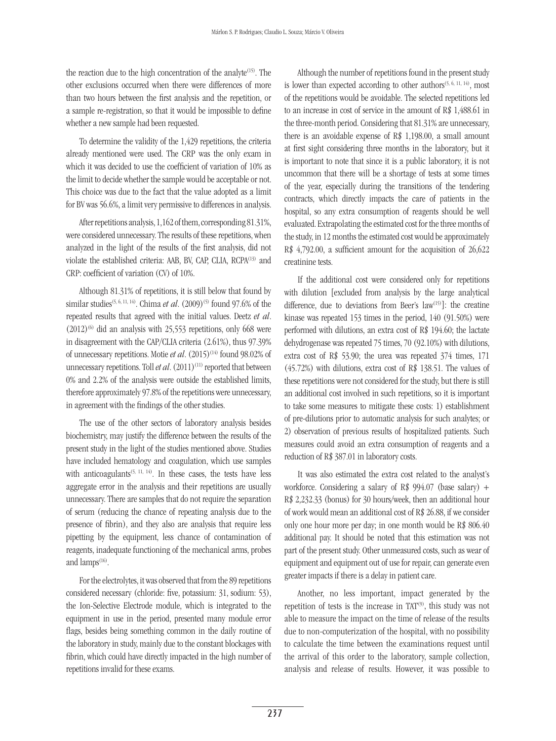the reaction due to the high concentration of the analyte[15]. The other exclusions occurred when there were differences of more than two hours between the first analysis and the repetition, or a sample re-registration, so that it would be impossible to define whether a new sample had been requested.

To determine the validity of the 1,429 repetitions, the criteria already mentioned were used. The CRP was the only exam in which it was decided to use the coefficient of variation of 10% as the limit to decide whether the sample would be acceptable or not. This choice was due to the fact that the value adopted as a limit for BV was 56.6%, a limit very permissive to differences in analysis.

After repetitions analysis, 1,162 of them, corresponding 81.31%, were considered unnecessary. The results of these repetitions, when analyzed in the light of the results of the first analysis, did not violate the established criteria: AAB, BV, CAP, CLIA, RCPA[13] and CRP: coefficient of variation (CV) of 10%.

Although 81.31% of repetitions, it is still below that found by similar studies[5, 6, 11, 14]. Chima *et al*. (2009)[5] found 97.6% of the repeated results that agreed with the initial values. Deetz *et al*. (2012)[6] did an analysis with 25,553 repetitions, only 668 were in disagreement with the CAP/CLIA criteria (2.61%), thus 97.39% of unnecessary repetitions. Motie *et al*. (2015)[14] found 98.02% of unnecessary repetitions. Toll *et al*. (2011)[11] reported that between 0% and 2.2% of the analysis were outside the established limits, therefore approximately 97.8% of the repetitions were unnecessary, in agreement with the findings of the other studies.

The use of the other sectors of laboratory analysis besides biochemistry, may justify the difference between the results of the present study in the light of the studies mentioned above. Studies have included hematology and coagulation, which use samples with anticoagulants[5, 11, 14]. In these cases, the tests have less aggregate error in the analysis and their repetitions are usually unnecessary. There are samples that do not require the separation of serum (reducing the chance of repeating analysis due to the presence of fibrin), and they also are analysis that require less pipetting by the equipment, less chance of contamination of reagents, inadequate functioning of the mechanical arms, probes and lamps[16].

For the electrolytes, it was observed that from the 89 repetitions considered necessary (chloride: five, potassium: 31, sodium: 53), the Ion-Selective Electrode module, which is integrated to the equipment in use in the period, presented many module error flags, besides being something common in the daily routine of the laboratory in study, mainly due to the constant blockages with fibrin, which could have directly impacted in the high number of repetitions invalid for these exams.

Although the number of repetitions found in the present study is lower than expected according to other authors[5, 6, 11, 14], most of the repetitions would be avoidable. The selected repetitions led to an increase in cost of service in the amount of R$ 1,488.61 in the three-month period. Considering that 81.31% are unnecessary, there is an avoidable expense of R$ 1,198.00, a small amount at first sight considering three months in the laboratory, but it is important to note that since it is a public laboratory, it is not uncommon that there will be a shortage of tests at some times of the year, especially during the transitions of the tendering contracts, which directly impacts the care of patients in the hospital, so any extra consumption of reagents should be well evaluated. Extrapolating the estimated cost for the three months of the study, in 12 months the estimated cost would be approximately R$ 4,792.00, a sufficient amount for the acquisition of 26,622 creatinine tests.

If the additional cost were considered only for repetitions with dilution [excluded from analysis by the large analytical difference, due to deviations from Beer's law[15]]: the creatine kinase was repeated 153 times in the period, 140 (91.50%) were performed with dilutions, an extra cost of R$ 194.60; the lactate dehydrogenase was repeated 75 times, 70 (92.10%) with dilutions, extra cost of R$ 53.90; the urea was repeated 374 times, 171 (45.72%) with dilutions, extra cost of R$ 138.51. The values of these repetitions were not considered for the study, but there is still an additional cost involved in such repetitions, so it is important to take some measures to mitigate these costs: 1) establishment of pre-dilutions prior to automatic analysis for such analytes; or 2) observation of previous results of hospitalized patients. Such measures could avoid an extra consumption of reagents and a reduction of R$ 387.01 in laboratory costs.

It was also estimated the extra cost related to the analyst's workforce. Considering a salary of R$ 994.07 (base salary) + R$ 2,232.33 (bonus) for 30 hours/week, then an additional hour of work would mean an additional cost of R$ 26.88, if we consider only one hour more per day; in one month would be R$ 806.40 additional pay. It should be noted that this estimation was not part of the present study. Other unmeasured costs, such as wear of equipment and equipment out of use for repair, can generate even greater impacts if there is a delay in patient care.

Another, no less important, impact generated by the repetition of tests is the increase in TAT[9], this study was not able to measure the impact on the time of release of the results due to non-computerization of the hospital, with no possibility to calculate the time between the examinations request until the arrival of this order to the laboratory, sample collection, analysis and release of results. However, it was possible to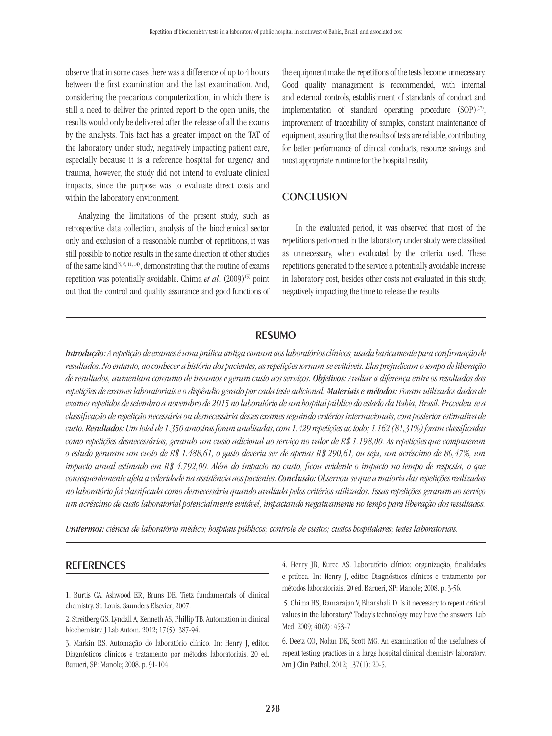observe that in some cases there was a difference of up to 4 hours between the first examination and the last examination. And, considering the precarious computerization, in which there is still a need to deliver the printed report to the open units, the results would only be delivered after the release of all the exams by the analysts. This fact has a greater impact on the TAT of the laboratory under study, negatively impacting patient care, especially because it is a reference hospital for urgency and trauma, however, the study did not intend to evaluate clinical impacts, since the purpose was to evaluate direct costs and within the laboratory environment.

Analyzing the limitations of the present study, such as retrospective data collection, analysis of the biochemical sector only and exclusion of a reasonable number of repetitions, it was still possible to notice results in the same direction of other studies of the same kind[5, 6, 11, 14], demonstrating that the routine of exams repetition was potentially avoidable. Chima *et al*. (2009)[5] point out that the control and quality assurance and good functions of the equipment make the repetitions of the tests become unnecessary. Good quality management is recommended, with internal and external controls, establishment of standards of conduct and implementation of standard operating procedure (SOP)[17], improvement of traceability of samples, constant maintenance of equipment, assuring that the results of tests are reliable, contributing for better performance of clinical conducts, resource savings and most appropriate runtime for the hospital reality.

## CONCLUSION

In the evaluated period, it was observed that most of the repetitions performed in the laboratory under study were classified as unnecessary, when evaluated by the criteria used. These repetitions generated to the service a potentially avoidable increase in laboratory cost, besides other costs not evaluated in this study, negatively impacting the time to release the results

## RESUMO

***Introdução:*** *A repetição de exames é uma prática antiga comum aos laboratórios clínicos, usada basicamente para confirmação de resultados. No entanto, ao conhecer a história dos pacientes, as repetições tornam-se evitáveis. Elas prejudicam o tempo de liberação de resultados, aumentam consumo de insumos e geram custo aos serviços.* ***Objetivos:*** *Avaliar a diferença entre os resultados das repetições de exames laboratoriais e o dispêndio gerado por cada teste adicional.* ***Materiais e métodos:*** *Foram utilizados dados de exames repetidos de setembro a novembro de 2015 no laboratório de um hospital público do estado da Bahia, Brasil. Procedeu-se a classificação de repetição necessária ou desnecessária desses exames seguindo critérios internacionais, com posterior estimativa de custo.* ***Resultados:*** *Um total de 1.350 amostras foram analisadas, com 1.429 repetições ao todo; 1.162 (81,31%) foram classificadas como repetições desnecessárias, gerando um custo adicional ao serviço no valor de R$ 1.198,00. As repetições que compuseram o estudo geraram um custo de R$ 1.488,61, o gasto deveria ser de apenas R$ 290,61, ou seja, um acréscimo de 80,47%, um impacto anual estimado em R$ 4.792,00. Além do impacto no custo, ficou evidente o impacto no tempo de resposta, o que consequentemente afeta a celeridade na assistência aos pacientes.* ***Conclusão:*** *Observou-se que a maioria das repetições realizadas no laboratório foi classificada como desnecessária quando avaliada pelos critérios utilizados. Essas repetições geraram ao serviço um acréscimo de custo laboratorial potencialmente evitável, impactando negativamente no tempo para liberação dos resultados.*

***Unitermos:*** *ciência de laboratório médico; hospitais públicos; controle de custos; custos hospitalares; testes laboratoriais.*

## REFERENCES

1. Burtis CA, Ashwood ER, Bruns DE. Tietz fundamentals of clinical chemistry. St. Louis: Saunders Elsevier; 2007.

2. Streitberg GS, Lyndall A, Kenneth AS, Phillip TB. Automation in clinical biochemistry. J Lab Autom. 2012; 17(5): 387-94.

3. Markin RS. Automação do laboratório clínico. In: Henry J, editor. Diagnósticos clínicos e tratamento por métodos laboratoriais. 20 ed. Barueri, SP: Manole; 2008. p. 91-104.

4. Henry JB, Kurec AS. Laboratório clínico: organização, finalidades e prática. In: Henry J, editor. Diagnósticos clínicos e tratamento por métodos laboratoriais. 20 ed. Barueri, SP: Manole; 2008. p. 3-56.

5. Chima HS, Ramarajan V, Bhanshali D. Is it necessary to repeat critical values in the laboratory? Today's technology may have the answers. Lab Med. 2009; 40(8): 453-7.

6. Deetz CO, Nolan DK, Scott MG. An examination of the usefulness of repeat testing practices in a large hospital clinical chemistry laboratory. Am J Clin Pathol. 2012; 137(1): 20-5.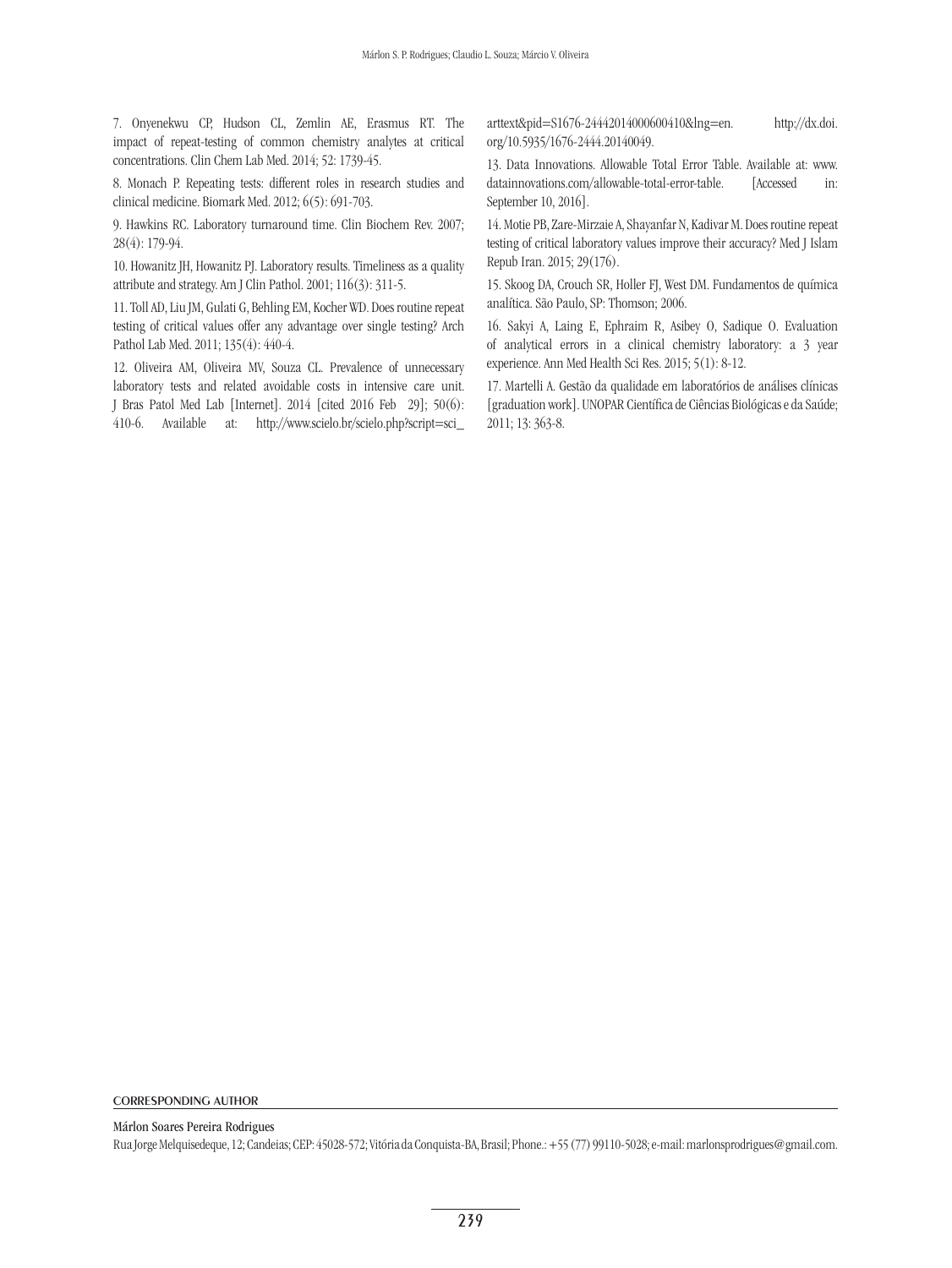7. Onyenekwu CP, Hudson CL, Zemlin AE, Erasmus RT. The impact of repeat-testing of common chemistry analytes at critical concentrations. Clin Chem Lab Med. 2014; 52: 1739-45.

8. Monach P. Repeating tests: different roles in research studies and clinical medicine. Biomark Med. 2012; 6(5): 691-703.

9. Hawkins RC. Laboratory turnaround time. Clin Biochem Rev. 2007; 28(4): 179-94.

10. Howanitz JH, Howanitz PJ. Laboratory results. Timeliness as a quality attribute and strategy. Am J Clin Pathol. 2001; 116(3): 311-5.

11. Toll AD, Liu JM, Gulati G, Behling EM, Kocher WD. Does routine repeat testing of critical values offer any advantage over single testing? Arch Pathol Lab Med. 2011; 135(4): 440-4.

12. Oliveira AM, Oliveira MV, Souza CL. Prevalence of unnecessary laboratory tests and related avoidable costs in intensive care unit. J Bras Patol Med Lab [Internet]. 2014 [cited 2016 Feb 29]; 50(6): 410-6. Available at: http://www.scielo.br/scielo.php?script=sci_arttext&pid=S1676-24442014000600410&lng=en. http://dx.doi.org/10.5935/1676-2444.20140049.

13. Data Innovations. Allowable Total Error Table. Available at: www.datainnovations.com/allowable-total-error-table. [Accessed in: September 10, 2016].

14. Motie PB, Zare-Mirzaie A, Shayanfar N, Kadivar M. Does routine repeat testing of critical laboratory values improve their accuracy? Med J Islam Repub Iran. 2015; 29(176).

15. Skoog DA, Crouch SR, Holler FJ, West DM. Fundamentos de química analítica. São Paulo, SP: Thomson; 2006.

16. Sakyi A, Laing E, Ephraim R, Asibey O, Sadique O. Evaluation of analytical errors in a clinical chemistry laboratory: a 3 year experience. Ann Med Health Sci Res. 2015; 5(1): 8-12.

17. Martelli A. Gestão da qualidade em laboratórios de análises clínicas [graduation work]. UNOPAR Científica de Ciências Biológicas e da Saúde; 2011; 13: 363-8.

**CORRESPONDING AUTHOR**

**Márlon Soares Pereira Rodrigues**

Rua Jorge Melquisedeque, 12; Candeias; CEP: 45028-572; Vitória da Conquista-BA, Brasil; Phone.: +55 (77) 99110-5028; e-mail: marlonsprodrigues@gmail.com.